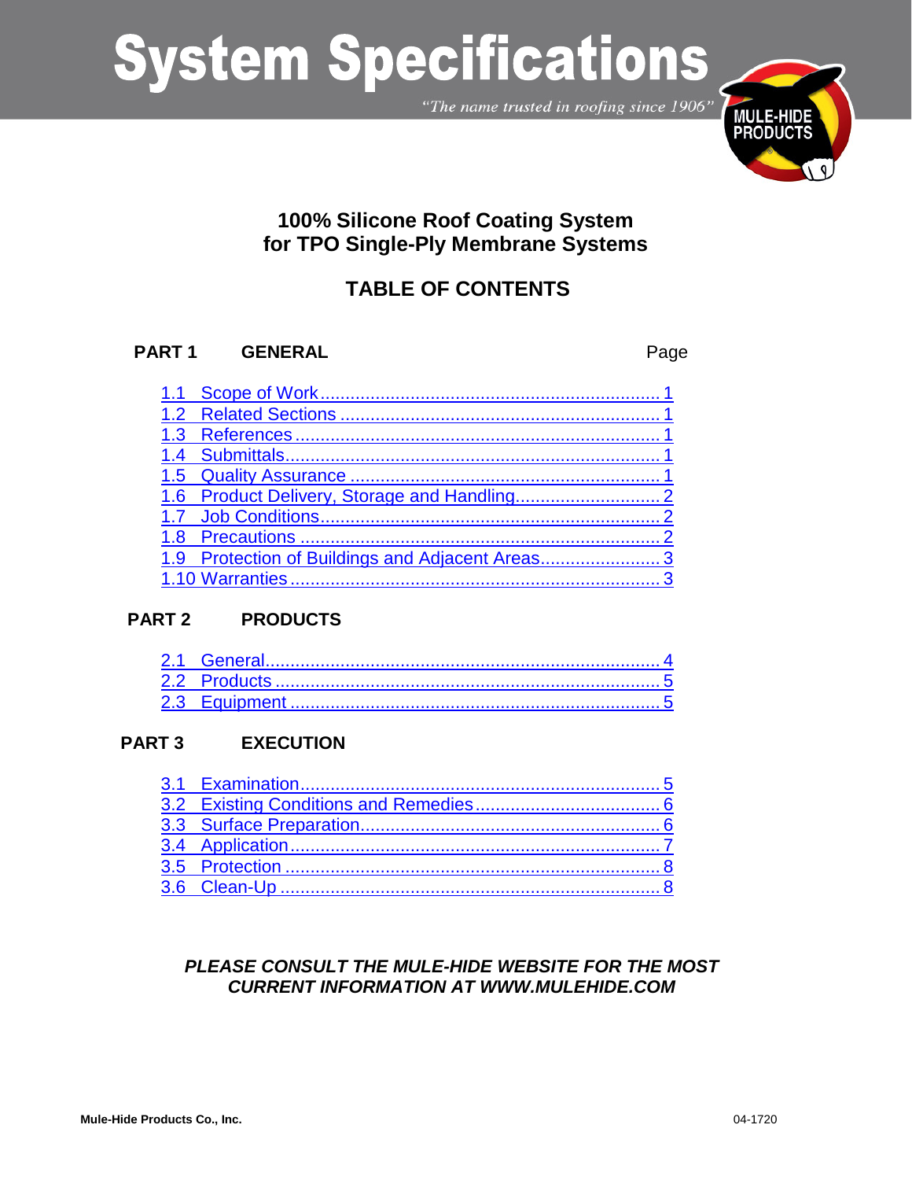# System Specifications

*"The name trusted in roofing since 1906"*

## 100% Silicone Roof Coating System for TPO Single-Ply Membrane Systems

## TABLE OF CONTENTS

**PART 1 GENERAL** Page

- 1.1 Scope of Work .......... 1
- 1.2 Related Sections .......... 1
- 1.3 References .......... 1
- 1.4 Submittals .......... 1
- 1.5 Quality Assurance .......... 1
- 1.6 Product Delivery, Storage and Handling .......... 2
- 1.7 Job Conditions .......... 2
- 1.8 Precautions .......... 2
- 1.9 Protection of Buildings and Adjacent Areas .......... 3
- 1.10 Warranties .......... 3

**PART 2 PRODUCTS**

- 2.1 General .......... 4
- 2.2 Products .......... 5
- 2.3 Equipment .......... 5

**PART 3 EXECUTION**

- 3.1 Examination .......... 5
- 3.2 Existing Conditions and Remedies .......... 6
- 3.3 Surface Preparation .......... 6
- 3.4 Application .......... 7
- 3.5 Protection .......... 8
- 3.6 Clean-Up .......... 8

***PLEASE CONSULT THE MULE-HIDE WEBSITE FOR THE MOST CURRENT INFORMATION AT WWW.MULEHIDE.COM***

**Mule-Hide Products Co., Inc.** 04-1720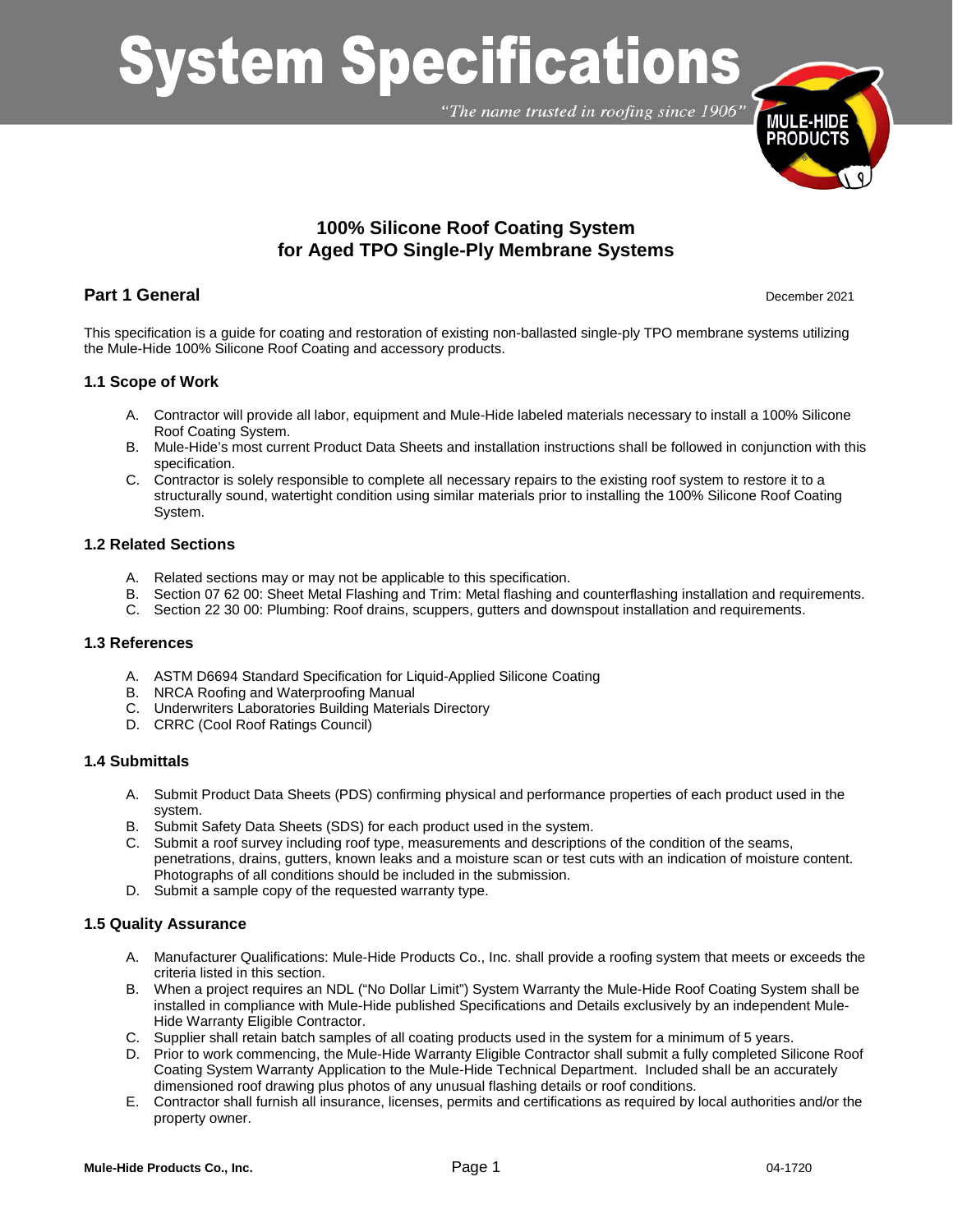# System Specifications

*"The name trusted in roofing since 1906"*

## 100% Silicone Roof Coating System for Aged TPO Single-Ply Membrane Systems

## Part 1 General

December 2021

This specification is a guide for coating and restoration of existing non-ballasted single-ply TPO membrane systems utilizing the Mule-Hide 100% Silicone Roof Coating and accessory products.

### 1.1 Scope of Work

A. Contractor will provide all labor, equipment and Mule-Hide labeled materials necessary to install a 100% Silicone Roof Coating System.
B. Mule-Hide's most current Product Data Sheets and installation instructions shall be followed in conjunction with this specification.
C. Contractor is solely responsible to complete all necessary repairs to the existing roof system to restore it to a structurally sound, watertight condition using similar materials prior to installing the 100% Silicone Roof Coating System.

### 1.2 Related Sections

A. Related sections may or may not be applicable to this specification.
B. Section 07 62 00: Sheet Metal Flashing and Trim: Metal flashing and counterflashing installation and requirements.
C. Section 22 30 00: Plumbing: Roof drains, scuppers, gutters and downspout installation and requirements.

### 1.3 References

A. ASTM D6694 Standard Specification for Liquid-Applied Silicone Coating
B. NRCA Roofing and Waterproofing Manual
C. Underwriters Laboratories Building Materials Directory
D. CRRC (Cool Roof Ratings Council)

### 1.4 Submittals

A. Submit Product Data Sheets (PDS) confirming physical and performance properties of each product used in the system.
B. Submit Safety Data Sheets (SDS) for each product used in the system.
C. Submit a roof survey including roof type, measurements and descriptions of the condition of the seams, penetrations, drains, gutters, known leaks and a moisture scan or test cuts with an indication of moisture content. Photographs of all conditions should be included in the submission.
D. Submit a sample copy of the requested warranty type.

### 1.5 Quality Assurance

A. Manufacturer Qualifications: Mule-Hide Products Co., Inc. shall provide a roofing system that meets or exceeds the criteria listed in this section.
B. When a project requires an NDL ("No Dollar Limit") System Warranty the Mule-Hide Roof Coating System shall be installed in compliance with Mule-Hide published Specifications and Details exclusively by an independent Mule-Hide Warranty Eligible Contractor.
C. Supplier shall retain batch samples of all coating products used in the system for a minimum of 5 years.
D. Prior to work commencing, the Mule-Hide Warranty Eligible Contractor shall submit a fully completed Silicone Roof Coating System Warranty Application to the Mule-Hide Technical Department. Included shall be an accurately dimensioned roof drawing plus photos of any unusual flashing details or roof conditions.
E. Contractor shall furnish all insurance, licenses, permits and certifications as required by local authorities and/or the property owner.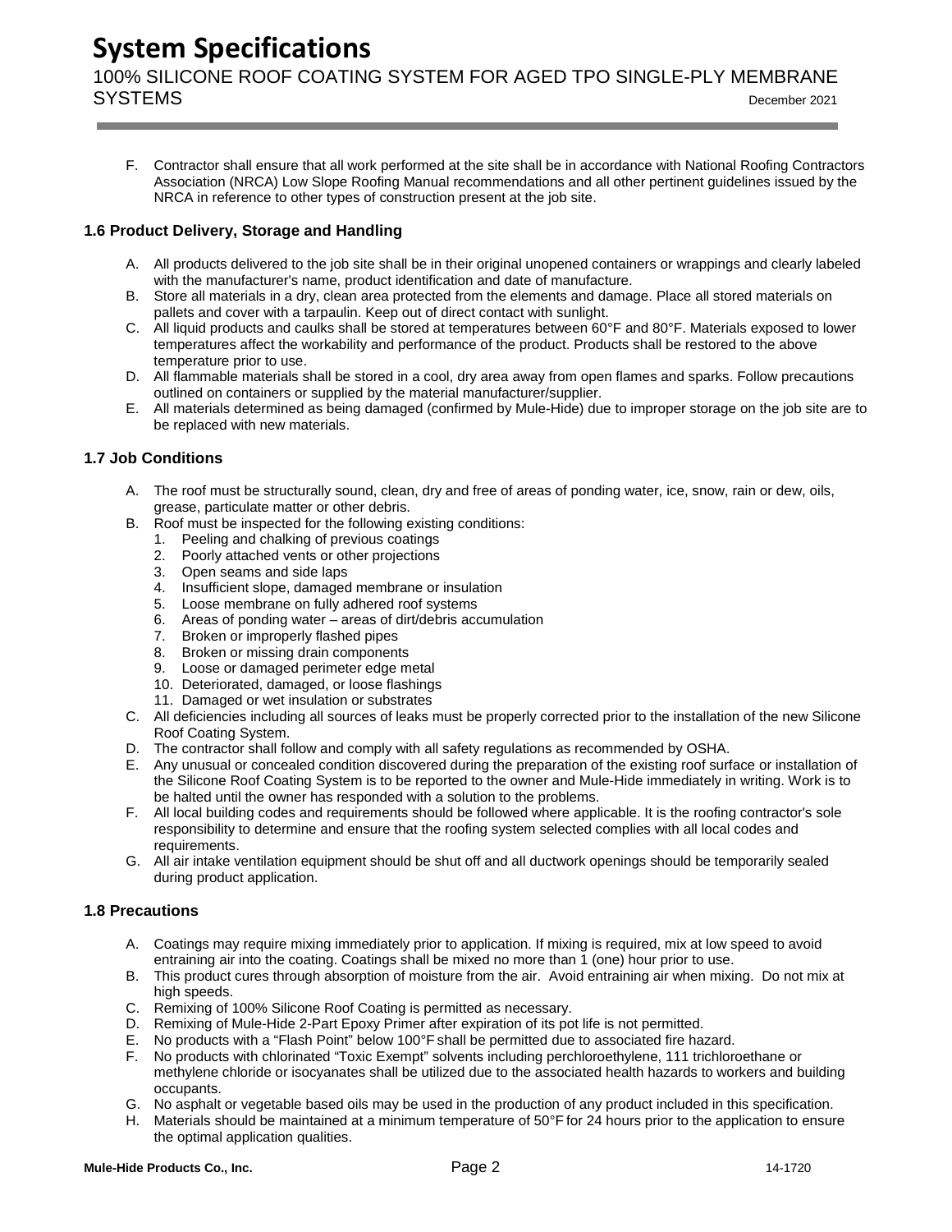F. Contractor shall ensure that all work performed at the site shall be in accordance with National Roofing Contractors Association (NRCA) Low Slope Roofing Manual recommendations and all other pertinent guidelines issued by the NRCA in reference to other types of construction present at the job site.

### 1.6 Product Delivery, Storage and Handling

A. All products delivered to the job site shall be in their original unopened containers or wrappings and clearly labeled with the manufacturer's name, product identification and date of manufacture.
B. Store all materials in a dry, clean area protected from the elements and damage. Place all stored materials on pallets and cover with a tarpaulin. Keep out of direct contact with sunlight.
C. All liquid products and caulks shall be stored at temperatures between 60°F and 80°F. Materials exposed to lower temperatures affect the workability and performance of the product. Products shall be restored to the above temperature prior to use.
D. All flammable materials shall be stored in a cool, dry area away from open flames and sparks. Follow precautions outlined on containers or supplied by the material manufacturer/supplier.
E. All materials determined as being damaged (confirmed by Mule-Hide) due to improper storage on the job site are to be replaced with new materials.

### 1.7 Job Conditions

A. The roof must be structurally sound, clean, dry and free of areas of ponding water, ice, snow, rain or dew, oils, grease, particulate matter or other debris.
B. Roof must be inspected for the following existing conditions:
   1. Peeling and chalking of previous coatings
   2. Poorly attached vents or other projections
   3. Open seams and side laps
   4. Insufficient slope, damaged membrane or insulation
   5. Loose membrane on fully adhered roof systems
   6. Areas of ponding water – areas of dirt/debris accumulation
   7. Broken or improperly flashed pipes
   8. Broken or missing drain components
   9. Loose or damaged perimeter edge metal
   10. Deteriorated, damaged, or loose flashings
   11. Damaged or wet insulation or substrates
C. All deficiencies including all sources of leaks must be properly corrected prior to the installation of the new Silicone Roof Coating System.
D. The contractor shall follow and comply with all safety regulations as recommended by OSHA.
E. Any unusual or concealed condition discovered during the preparation of the existing roof surface or installation of the Silicone Roof Coating System is to be reported to the owner and Mule-Hide immediately in writing. Work is to be halted until the owner has responded with a solution to the problems.
F. All local building codes and requirements should be followed where applicable. It is the roofing contractor's sole responsibility to determine and ensure that the roofing system selected complies with all local codes and requirements.
G. All air intake ventilation equipment should be shut off and all ductwork openings should be temporarily sealed during product application.

### 1.8 Precautions

A. Coatings may require mixing immediately prior to application. If mixing is required, mix at low speed to avoid entraining air into the coating. Coatings shall be mixed no more than 1 (one) hour prior to use.
B. This product cures through absorption of moisture from the air. Avoid entraining air when mixing. Do not mix at high speeds.
C. Remixing of 100% Silicone Roof Coating is permitted as necessary.
D. Remixing of Mule-Hide 2-Part Epoxy Primer after expiration of its pot life is not permitted.
E. No products with a "Flash Point" below 100°F shall be permitted due to associated fire hazard.
F. No products with chlorinated "Toxic Exempt" solvents including perchloroethylene, 111 trichloroethane or methylene chloride or isocyanates shall be utilized due to the associated health hazards to workers and building occupants.
G. No asphalt or vegetable based oils may be used in the production of any product included in this specification.
H. Materials should be maintained at a minimum temperature of 50°F for 24 hours prior to the application to ensure the optimal application qualities.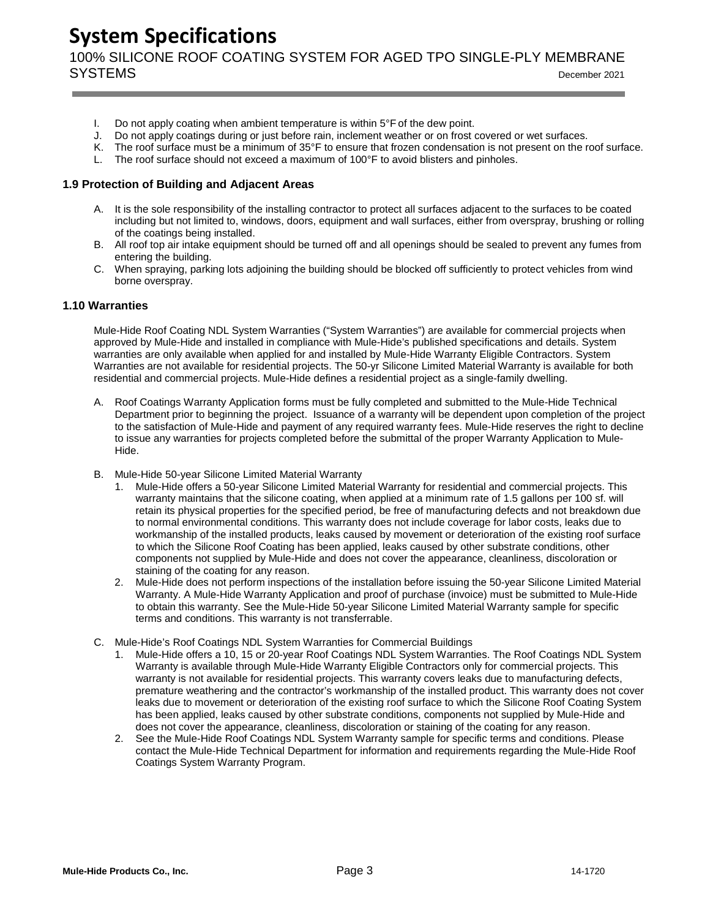I. Do not apply coating when ambient temperature is within 5°F of the dew point.
J. Do not apply coatings during or just before rain, inclement weather or on frost covered or wet surfaces.
K. The roof surface must be a minimum of 35°F to ensure that frozen condensation is not present on the roof surface.
L. The roof surface should not exceed a maximum of 100°F to avoid blisters and pinholes.

### 1.9 Protection of Building and Adjacent Areas

A. It is the sole responsibility of the installing contractor to protect all surfaces adjacent to the surfaces to be coated including but not limited to, windows, doors, equipment and wall surfaces, either from overspray, brushing or rolling of the coatings being installed.
B. All roof top air intake equipment should be turned off and all openings should be sealed to prevent any fumes from entering the building.
C. When spraying, parking lots adjoining the building should be blocked off sufficiently to protect vehicles from wind borne overspray.

### 1.10 Warranties

Mule-Hide Roof Coating NDL System Warranties ("System Warranties") are available for commercial projects when approved by Mule-Hide and installed in compliance with Mule-Hide's published specifications and details. System warranties are only available when applied for and installed by Mule-Hide Warranty Eligible Contractors. System Warranties are not available for residential projects. The 50-yr Silicone Limited Material Warranty is available for both residential and commercial projects. Mule-Hide defines a residential project as a single-family dwelling.

A. Roof Coatings Warranty Application forms must be fully completed and submitted to the Mule-Hide Technical Department prior to beginning the project. Issuance of a warranty will be dependent upon completion of the project to the satisfaction of Mule-Hide and payment of any required warranty fees. Mule-Hide reserves the right to decline to issue any warranties for projects completed before the submittal of the proper Warranty Application to Mule-Hide.

B. Mule-Hide 50-year Silicone Limited Material Warranty
   1. Mule-Hide offers a 50-year Silicone Limited Material Warranty for residential and commercial projects. This warranty maintains that the silicone coating, when applied at a minimum rate of 1.5 gallons per 100 sf. will retain its physical properties for the specified period, be free of manufacturing defects and not breakdown due to normal environmental conditions. This warranty does not include coverage for labor costs, leaks due to workmanship of the installed products, leaks caused by movement or deterioration of the existing roof surface to which the Silicone Roof Coating has been applied, leaks caused by other substrate conditions, other components not supplied by Mule-Hide and does not cover the appearance, cleanliness, discoloration or staining of the coating for any reason.
   2. Mule-Hide does not perform inspections of the installation before issuing the 50-year Silicone Limited Material Warranty. A Mule-Hide Warranty Application and proof of purchase (invoice) must be submitted to Mule-Hide to obtain this warranty. See the Mule-Hide 50-year Silicone Limited Material Warranty sample for specific terms and conditions. This warranty is not transferrable.

C. Mule-Hide's Roof Coatings NDL System Warranties for Commercial Buildings
   1. Mule-Hide offers a 10, 15 or 20-year Roof Coatings NDL System Warranties. The Roof Coatings NDL System Warranty is available through Mule-Hide Warranty Eligible Contractors only for commercial projects. This warranty is not available for residential projects. This warranty covers leaks due to manufacturing defects, premature weathering and the contractor's workmanship of the installed product. This warranty does not cover leaks due to movement or deterioration of the existing roof surface to which the Silicone Roof Coating System has been applied, leaks caused by other substrate conditions, components not supplied by Mule-Hide and does not cover the appearance, cleanliness, discoloration or staining of the coating for any reason.
   2. See the Mule-Hide Roof Coatings NDL System Warranty sample for specific terms and conditions. Please contact the Mule-Hide Technical Department for information and requirements regarding the Mule-Hide Roof Coatings System Warranty Program.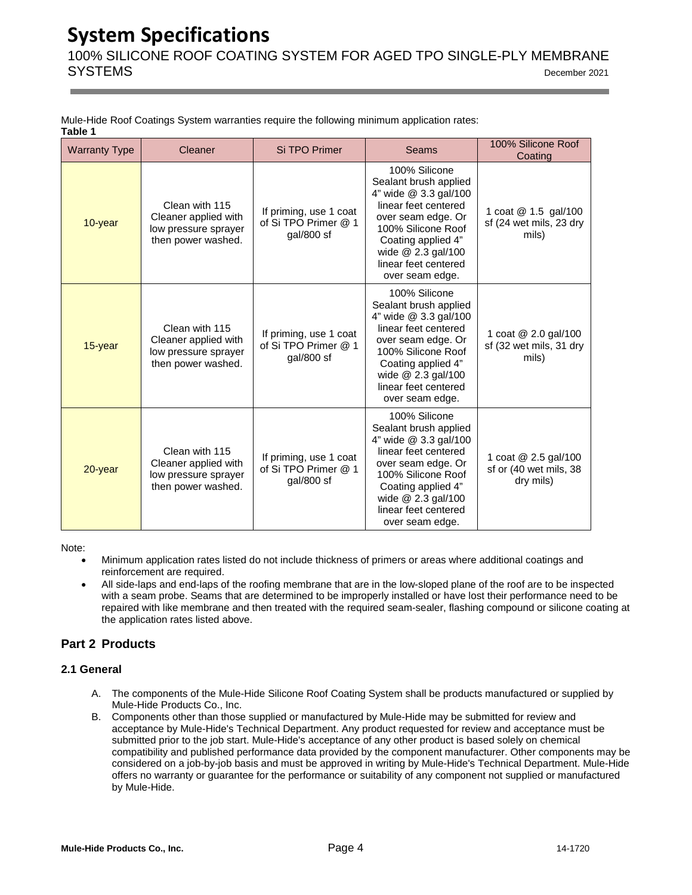Mule-Hide Roof Coatings System warranties require the following minimum application rates:

**Table 1**

| Warranty Type | Cleaner | Si TPO Primer | Seams | 100% Silicone Roof Coating |
|---|---|---|---|---|
| 10-year | Clean with 115 Cleaner applied with low pressure sprayer then power washed. | If priming, use 1 coat of Si TPO Primer @ 1 gal/800 sf | 100% Silicone Sealant brush applied 4" wide @ 3.3 gal/100 linear feet centered over seam edge. Or 100% Silicone Roof Coating applied 4" wide @ 2.3 gal/100 linear feet centered over seam edge. | 1 coat @ 1.5 gal/100 sf (24 wet mils, 23 dry mils) |
| 15-year | Clean with 115 Cleaner applied with low pressure sprayer then power washed. | If priming, use 1 coat of Si TPO Primer @ 1 gal/800 sf | 100% Silicone Sealant brush applied 4" wide @ 3.3 gal/100 linear feet centered over seam edge. Or 100% Silicone Roof Coating applied 4" wide @ 2.3 gal/100 linear feet centered over seam edge. | 1 coat @ 2.0 gal/100 sf (32 wet mils, 31 dry mils) |
| 20-year | Clean with 115 Cleaner applied with low pressure sprayer then power washed. | If priming, use 1 coat of Si TPO Primer @ 1 gal/800 sf | 100% Silicone Sealant brush applied 4" wide @ 3.3 gal/100 linear feet centered over seam edge. Or 100% Silicone Roof Coating applied 4" wide @ 2.3 gal/100 linear feet centered over seam edge. | 1 coat @ 2.5 gal/100 sf or (40 wet mils, 38 dry mils) |

Note:

- Minimum application rates listed do not include thickness of primers or areas where additional coatings and reinforcement are required.
- All side-laps and end-laps of the roofing membrane that are in the low-sloped plane of the roof are to be inspected with a seam probe. Seams that are determined to be improperly installed or have lost their performance need to be repaired with like membrane and then treated with the required seam-sealer, flashing compound or silicone coating at the application rates listed above.

## Part 2 Products

### 2.1 General

A. The components of the Mule-Hide Silicone Roof Coating System shall be products manufactured or supplied by Mule-Hide Products Co., Inc.

B. Components other than those supplied or manufactured by Mule-Hide may be submitted for review and acceptance by Mule-Hide's Technical Department. Any product requested for review and acceptance must be submitted prior to the job start. Mule-Hide's acceptance of any other product is based solely on chemical compatibility and published performance data provided by the component manufacturer. Other components may be considered on a job-by-job basis and must be approved in writing by Mule-Hide's Technical Department. Mule-Hide offers no warranty or guarantee for the performance or suitability of any component not supplied or manufactured by Mule-Hide.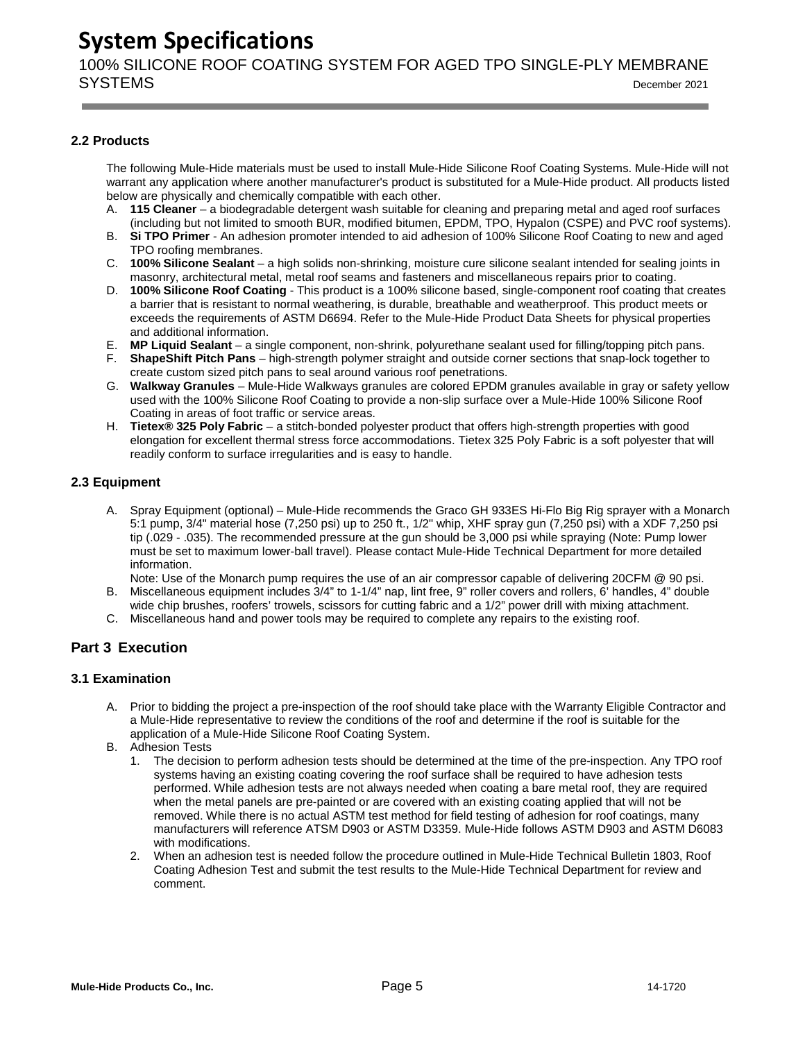### 2.2 Products

The following Mule-Hide materials must be used to install Mule-Hide Silicone Roof Coating Systems. Mule-Hide will not warrant any application where another manufacturer's product is substituted for a Mule-Hide product. All products listed below are physically and chemically compatible with each other.

A. **115 Cleaner** – a biodegradable detergent wash suitable for cleaning and preparing metal and aged roof surfaces (including but not limited to smooth BUR, modified bitumen, EPDM, TPO, Hypalon (CSPE) and PVC roof systems).
B. **Si TPO Primer** - An adhesion promoter intended to aid adhesion of 100% Silicone Roof Coating to new and aged TPO roofing membranes.
C. **100% Silicone Sealant** – a high solids non-shrinking, moisture cure silicone sealant intended for sealing joints in masonry, architectural metal, metal roof seams and fasteners and miscellaneous repairs prior to coating.
D. **100% Silicone Roof Coating** - This product is a 100% silicone based, single-component roof coating that creates a barrier that is resistant to normal weathering, is durable, breathable and weatherproof. This product meets or exceeds the requirements of ASTM D6694. Refer to the Mule-Hide Product Data Sheets for physical properties and additional information.
E. **MP Liquid Sealant** – a single component, non-shrink, polyurethane sealant used for filling/topping pitch pans.
F. **ShapeShift Pitch Pans** – high-strength polymer straight and outside corner sections that snap-lock together to create custom sized pitch pans to seal around various roof penetrations.
G. **Walkway Granules** – Mule-Hide Walkways granules are colored EPDM granules available in gray or safety yellow used with the 100% Silicone Roof Coating to provide a non-slip surface over a Mule-Hide 100% Silicone Roof Coating in areas of foot traffic or service areas.
H. **Tietex® 325 Poly Fabric** – a stitch-bonded polyester product that offers high-strength properties with good elongation for excellent thermal stress force accommodations. Tietex 325 Poly Fabric is a soft polyester that will readily conform to surface irregularities and is easy to handle.

### 2.3 Equipment

A. Spray Equipment (optional) – Mule-Hide recommends the Graco GH 933ES Hi-Flo Big Rig sprayer with a Monarch 5:1 pump, 3/4" material hose (7,250 psi) up to 250 ft., 1/2" whip, XHF spray gun (7,250 psi) with a XDF 7,250 psi tip (.029 - .035). The recommended pressure at the gun should be 3,000 psi while spraying (Note: Pump lower must be set to maximum lower-ball travel). Please contact Mule-Hide Technical Department for more detailed information.
   Note: Use of the Monarch pump requires the use of an air compressor capable of delivering 20CFM @ 90 psi.
B. Miscellaneous equipment includes 3/4" to 1-1/4" nap, lint free, 9" roller covers and rollers, 6' handles, 4" double wide chip brushes, roofers' trowels, scissors for cutting fabric and a 1/2" power drill with mixing attachment.
C. Miscellaneous hand and power tools may be required to complete any repairs to the existing roof.

## Part 3 Execution

### 3.1 Examination

A. Prior to bidding the project a pre-inspection of the roof should take place with the Warranty Eligible Contractor and a Mule-Hide representative to review the conditions of the roof and determine if the roof is suitable for the application of a Mule-Hide Silicone Roof Coating System.
B. Adhesion Tests
   1. The decision to perform adhesion tests should be determined at the time of the pre-inspection. Any TPO roof systems having an existing coating covering the roof surface shall be required to have adhesion tests performed. While adhesion tests are not always needed when coating a bare metal roof, they are required when the metal panels are pre-painted or are covered with an existing coating applied that will not be removed. While there is no actual ASTM test method for field testing of adhesion for roof coatings, many manufacturers will reference ATSM D903 or ASTM D3359. Mule-Hide follows ASTM D903 and ASTM D6083 with modifications.
   2. When an adhesion test is needed follow the procedure outlined in Mule-Hide Technical Bulletin 1803, Roof Coating Adhesion Test and submit the test results to the Mule-Hide Technical Department for review and comment.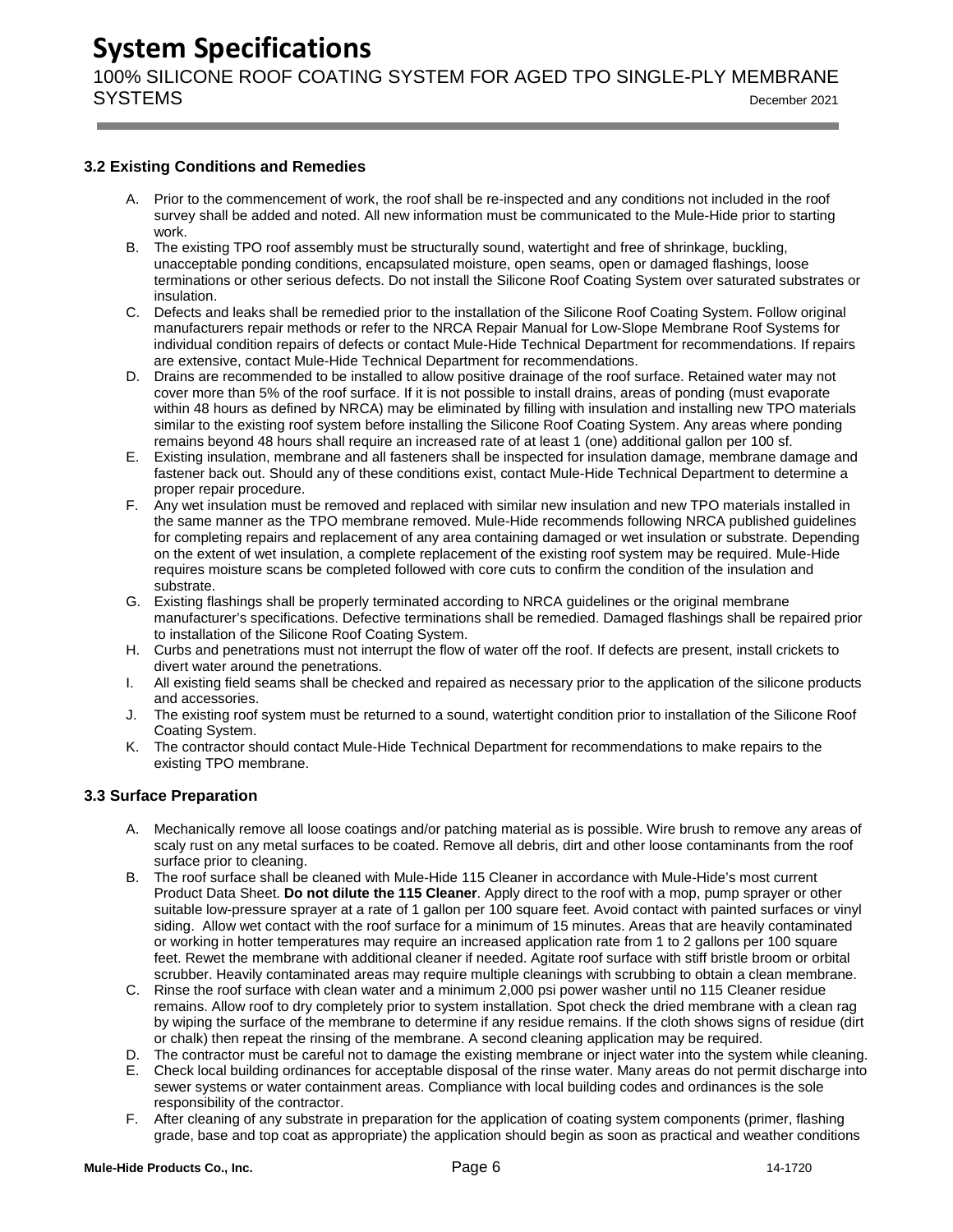### 3.2 Existing Conditions and Remedies

A. Prior to the commencement of work, the roof shall be re-inspected and any conditions not included in the roof survey shall be added and noted. All new information must be communicated to the Mule-Hide prior to starting work.

B. The existing TPO roof assembly must be structurally sound, watertight and free of shrinkage, buckling, unacceptable ponding conditions, encapsulated moisture, open seams, open or damaged flashings, loose terminations or other serious defects. Do not install the Silicone Roof Coating System over saturated substrates or insulation.

C. Defects and leaks shall be remedied prior to the installation of the Silicone Roof Coating System. Follow original manufacturers repair methods or refer to the NRCA Repair Manual for Low-Slope Membrane Roof Systems for individual condition repairs of defects or contact Mule-Hide Technical Department for recommendations. If repairs are extensive, contact Mule-Hide Technical Department for recommendations.

D. Drains are recommended to be installed to allow positive drainage of the roof surface. Retained water may not cover more than 5% of the roof surface. If it is not possible to install drains, areas of ponding (must evaporate within 48 hours as defined by NRCA) may be eliminated by filling with insulation and installing new TPO materials similar to the existing roof system before installing the Silicone Roof Coating System. Any areas where ponding remains beyond 48 hours shall require an increased rate of at least 1 (one) additional gallon per 100 sf.

E. Existing insulation, membrane and all fasteners shall be inspected for insulation damage, membrane damage and fastener back out. Should any of these conditions exist, contact Mule-Hide Technical Department to determine a proper repair procedure.

F. Any wet insulation must be removed and replaced with similar new insulation and new TPO materials installed in the same manner as the TPO membrane removed. Mule-Hide recommends following NRCA published guidelines for completing repairs and replacement of any area containing damaged or wet insulation or substrate. Depending on the extent of wet insulation, a complete replacement of the existing roof system may be required. Mule-Hide requires moisture scans be completed followed with core cuts to confirm the condition of the insulation and substrate.

G. Existing flashings shall be properly terminated according to NRCA guidelines or the original membrane manufacturer's specifications. Defective terminations shall be remedied. Damaged flashings shall be repaired prior to installation of the Silicone Roof Coating System.

H. Curbs and penetrations must not interrupt the flow of water off the roof. If defects are present, install crickets to divert water around the penetrations.

I. All existing field seams shall be checked and repaired as necessary prior to the application of the silicone products and accessories.

J. The existing roof system must be returned to a sound, watertight condition prior to installation of the Silicone Roof Coating System.

K. The contractor should contact Mule-Hide Technical Department for recommendations to make repairs to the existing TPO membrane.

### 3.3 Surface Preparation

A. Mechanically remove all loose coatings and/or patching material as is possible. Wire brush to remove any areas of scaly rust on any metal surfaces to be coated. Remove all debris, dirt and other loose contaminants from the roof surface prior to cleaning.

B. The roof surface shall be cleaned with Mule-Hide 115 Cleaner in accordance with Mule-Hide's most current Product Data Sheet. **Do not dilute the 115 Cleaner**. Apply direct to the roof with a mop, pump sprayer or other suitable low-pressure sprayer at a rate of 1 gallon per 100 square feet. Avoid contact with painted surfaces or vinyl siding. Allow wet contact with the roof surface for a minimum of 15 minutes. Areas that are heavily contaminated or working in hotter temperatures may require an increased application rate from 1 to 2 gallons per 100 square feet. Rewet the membrane with additional cleaner if needed. Agitate roof surface with stiff bristle broom or orbital scrubber. Heavily contaminated areas may require multiple cleanings with scrubbing to obtain a clean membrane.

C. Rinse the roof surface with clean water and a minimum 2,000 psi power washer until no 115 Cleaner residue remains. Allow roof to dry completely prior to system installation. Spot check the dried membrane with a clean rag by wiping the surface of the membrane to determine if any residue remains. If the cloth shows signs of residue (dirt or chalk) then repeat the rinsing of the membrane. A second cleaning application may be required.

D. The contractor must be careful not to damage the existing membrane or inject water into the system while cleaning.

E. Check local building ordinances for acceptable disposal of the rinse water. Many areas do not permit discharge into sewer systems or water containment areas. Compliance with local building codes and ordinances is the sole responsibility of the contractor.

F. After cleaning of any substrate in preparation for the application of coating system components (primer, flashing grade, base and top coat as appropriate) the application should begin as soon as practical and weather conditions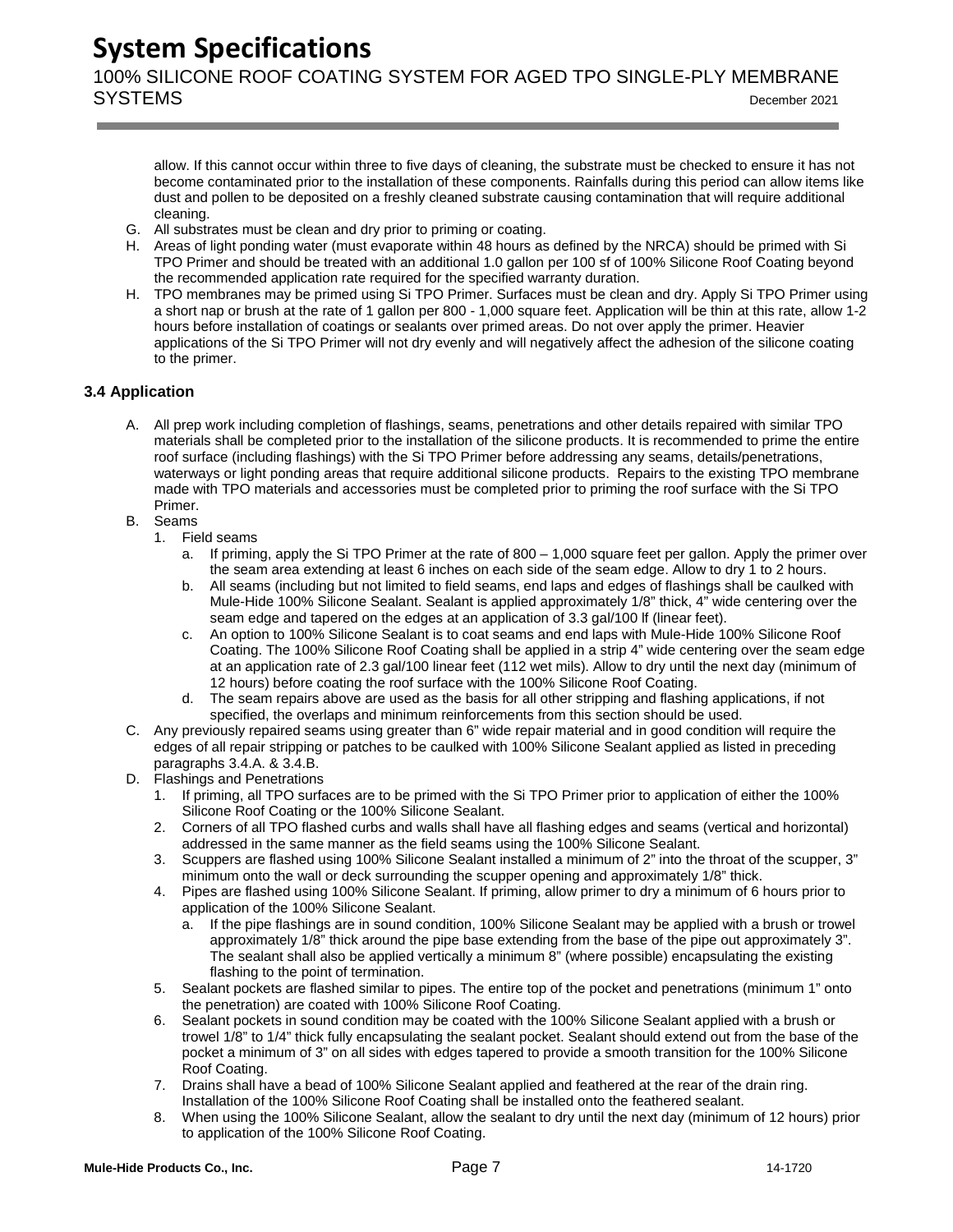allow. If this cannot occur within three to five days of cleaning, the substrate must be checked to ensure it has not become contaminated prior to the installation of these components. Rainfalls during this period can allow items like dust and pollen to be deposited on a freshly cleaned substrate causing contamination that will require additional cleaning.

G. All substrates must be clean and dry prior to priming or coating.

H. Areas of light ponding water (must evaporate within 48 hours as defined by the NRCA) should be primed with Si TPO Primer and should be treated with an additional 1.0 gallon per 100 sf of 100% Silicone Roof Coating beyond the recommended application rate required for the specified warranty duration.

H. TPO membranes may be primed using Si TPO Primer. Surfaces must be clean and dry. Apply Si TPO Primer using a short nap or brush at the rate of 1 gallon per 800 - 1,000 square feet. Application will be thin at this rate, allow 1-2 hours before installation of coatings or sealants over primed areas. Do not over apply the primer. Heavier applications of the Si TPO Primer will not dry evenly and will negatively affect the adhesion of the silicone coating to the primer.

### 3.4 Application

A. All prep work including completion of flashings, seams, penetrations and other details repaired with similar TPO materials shall be completed prior to the installation of the silicone products. It is recommended to prime the entire roof surface (including flashings) with the Si TPO Primer before addressing any seams, details/penetrations, waterways or light ponding areas that require additional silicone products. Repairs to the existing TPO membrane made with TPO materials and accessories must be completed prior to priming the roof surface with the Si TPO Primer.

B. Seams
   1. Field seams
      a. If priming, apply the Si TPO Primer at the rate of 800 – 1,000 square feet per gallon. Apply the primer over the seam area extending at least 6 inches on each side of the seam edge. Allow to dry 1 to 2 hours.
      b. All seams (including but not limited to field seams, end laps and edges of flashings shall be caulked with Mule-Hide 100% Silicone Sealant. Sealant is applied approximately 1/8" thick, 4" wide centering over the seam edge and tapered on the edges at an application of 3.3 gal/100 lf (linear feet).
      c. An option to 100% Silicone Sealant is to coat seams and end laps with Mule-Hide 100% Silicone Roof Coating. The 100% Silicone Roof Coating shall be applied in a strip 4" wide centering over the seam edge at an application rate of 2.3 gal/100 linear feet (112 wet mils). Allow to dry until the next day (minimum of 12 hours) before coating the roof surface with the 100% Silicone Roof Coating.
      d. The seam repairs above are used as the basis for all other stripping and flashing applications, if not specified, the overlaps and minimum reinforcements from this section should be used.

C. Any previously repaired seams using greater than 6" wide repair material and in good condition will require the edges of all repair stripping or patches to be caulked with 100% Silicone Sealant applied as listed in preceding paragraphs 3.4.A. & 3.4.B.

D. Flashings and Penetrations
   1. If priming, all TPO surfaces are to be primed with the Si TPO Primer prior to application of either the 100% Silicone Roof Coating or the 100% Silicone Sealant.
   2. Corners of all TPO flashed curbs and walls shall have all flashing edges and seams (vertical and horizontal) addressed in the same manner as the field seams using the 100% Silicone Sealant.
   3. Scuppers are flashed using 100% Silicone Sealant installed a minimum of 2" into the throat of the scupper, 3" minimum onto the wall or deck surrounding the scupper opening and approximately 1/8" thick.
   4. Pipes are flashed using 100% Silicone Sealant. If priming, allow primer to dry a minimum of 6 hours prior to application of the 100% Silicone Sealant.
      a. If the pipe flashings are in sound condition, 100% Silicone Sealant may be applied with a brush or trowel approximately 1/8" thick around the pipe base extending from the base of the pipe out approximately 3". The sealant shall also be applied vertically a minimum 8" (where possible) encapsulating the existing flashing to the point of termination.
   5. Sealant pockets are flashed similar to pipes. The entire top of the pocket and penetrations (minimum 1" onto the penetration) are coated with 100% Silicone Roof Coating.
   6. Sealant pockets in sound condition may be coated with the 100% Silicone Sealant applied with a brush or trowel 1/8" to 1/4" thick fully encapsulating the sealant pocket. Sealant should extend out from the base of the pocket a minimum of 3" on all sides with edges tapered to provide a smooth transition for the 100% Silicone Roof Coating.
   7. Drains shall have a bead of 100% Silicone Sealant applied and feathered at the rear of the drain ring. Installation of the 100% Silicone Roof Coating shall be installed onto the feathered sealant.
   8. When using the 100% Silicone Sealant, allow the sealant to dry until the next day (minimum of 12 hours) prior to application of the 100% Silicone Roof Coating.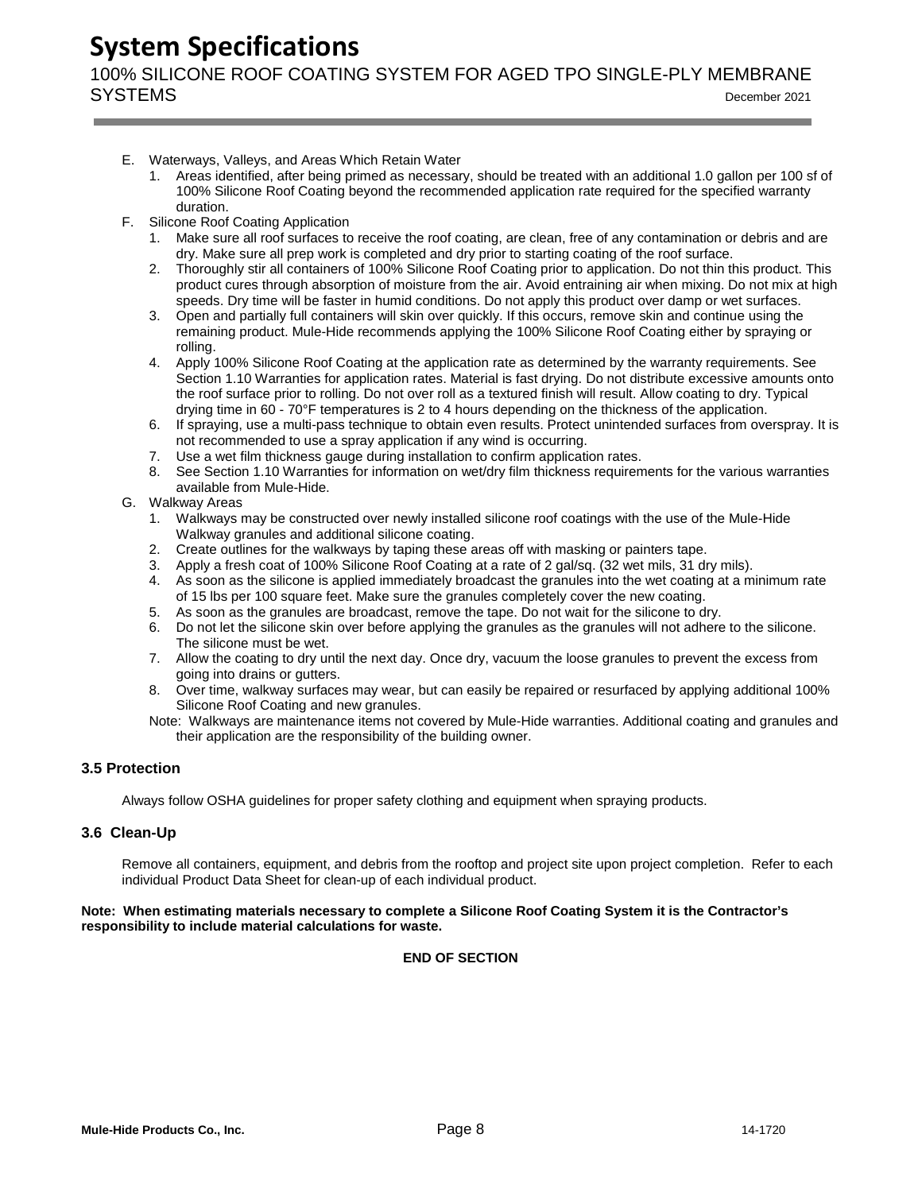E. Waterways, Valleys, and Areas Which Retain Water
   1. Areas identified, after being primed as necessary, should be treated with an additional 1.0 gallon per 100 sf of 100% Silicone Roof Coating beyond the recommended application rate required for the specified warranty duration.

F. Silicone Roof Coating Application
   1. Make sure all roof surfaces to receive the roof coating, are clean, free of any contamination or debris and are dry. Make sure all prep work is completed and dry prior to starting coating of the roof surface.
   2. Thoroughly stir all containers of 100% Silicone Roof Coating prior to application. Do not thin this product. This product cures through absorption of moisture from the air. Avoid entraining air when mixing. Do not mix at high speeds. Dry time will be faster in humid conditions. Do not apply this product over damp or wet surfaces.
   3. Open and partially full containers will skin over quickly. If this occurs, remove skin and continue using the remaining product. Mule-Hide recommends applying the 100% Silicone Roof Coating either by spraying or rolling.
   4. Apply 100% Silicone Roof Coating at the application rate as determined by the warranty requirements. See Section 1.10 Warranties for application rates. Material is fast drying. Do not distribute excessive amounts onto the roof surface prior to rolling. Do not over roll as a textured finish will result. Allow coating to dry. Typical drying time in 60 - 70°F temperatures is 2 to 4 hours depending on the thickness of the application.
   6. If spraying, use a multi-pass technique to obtain even results. Protect unintended surfaces from overspray. It is not recommended to use a spray application if any wind is occurring.
   7. Use a wet film thickness gauge during installation to confirm application rates.
   8. See Section 1.10 Warranties for information on wet/dry film thickness requirements for the various warranties available from Mule-Hide.

G. Walkway Areas
   1. Walkways may be constructed over newly installed silicone roof coatings with the use of the Mule-Hide Walkway granules and additional silicone coating.
   2. Create outlines for the walkways by taping these areas off with masking or painters tape.
   3. Apply a fresh coat of 100% Silicone Roof Coating at a rate of 2 gal/sq. (32 wet mils, 31 dry mils).
   4. As soon as the silicone is applied immediately broadcast the granules into the wet coating at a minimum rate of 15 lbs per 100 square feet. Make sure the granules completely cover the new coating.
   5. As soon as the granules are broadcast, remove the tape. Do not wait for the silicone to dry.
   6. Do not let the silicone skin over before applying the granules as the granules will not adhere to the silicone. The silicone must be wet.
   7. Allow the coating to dry until the next day. Once dry, vacuum the loose granules to prevent the excess from going into drains or gutters.
   8. Over time, walkway surfaces may wear, but can easily be repaired or resurfaced by applying additional 100% Silicone Roof Coating and new granules.

   Note: Walkways are maintenance items not covered by Mule-Hide warranties. Additional coating and granules and their application are the responsibility of the building owner.

### 3.5 Protection

Always follow OSHA guidelines for proper safety clothing and equipment when spraying products.

### 3.6 Clean-Up

Remove all containers, equipment, and debris from the rooftop and project site upon project completion. Refer to each individual Product Data Sheet for clean-up of each individual product.

**Note: When estimating materials necessary to complete a Silicone Roof Coating System it is the Contractor's responsibility to include material calculations for waste.**

**END OF SECTION**